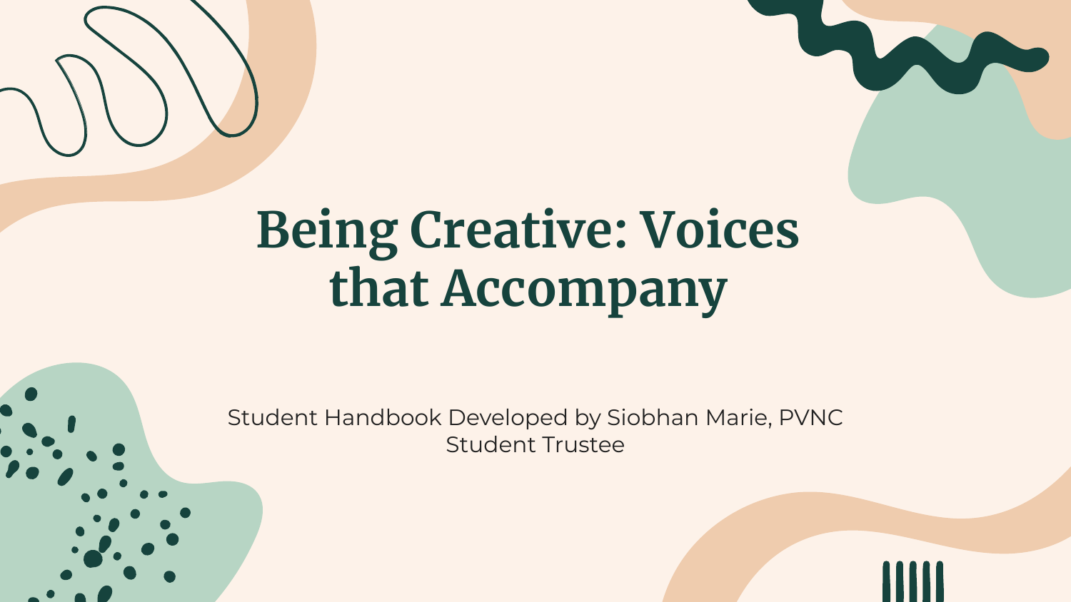# Being Creative: Voices that Accompany

Student Handbook Developed by Siobhan Marie, PVNC Student Trustee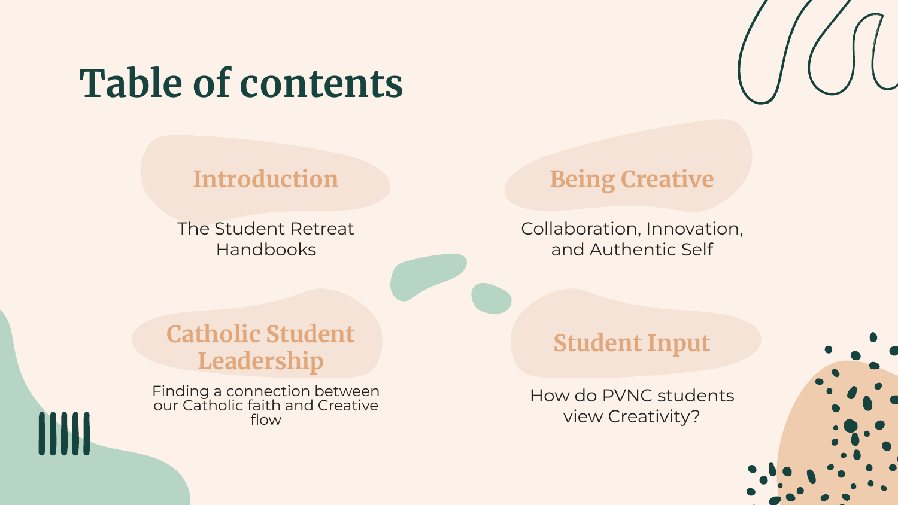# Table of contents

## Introduction

The Student Retreat Handbooks

## Being Creative

Collaboration, Innovation, and Authentic Self

## Catholic Student Leadership

Finding a connection between our Catholic faith and Creative flow

## Student Input

How do PVNC students view Creativity?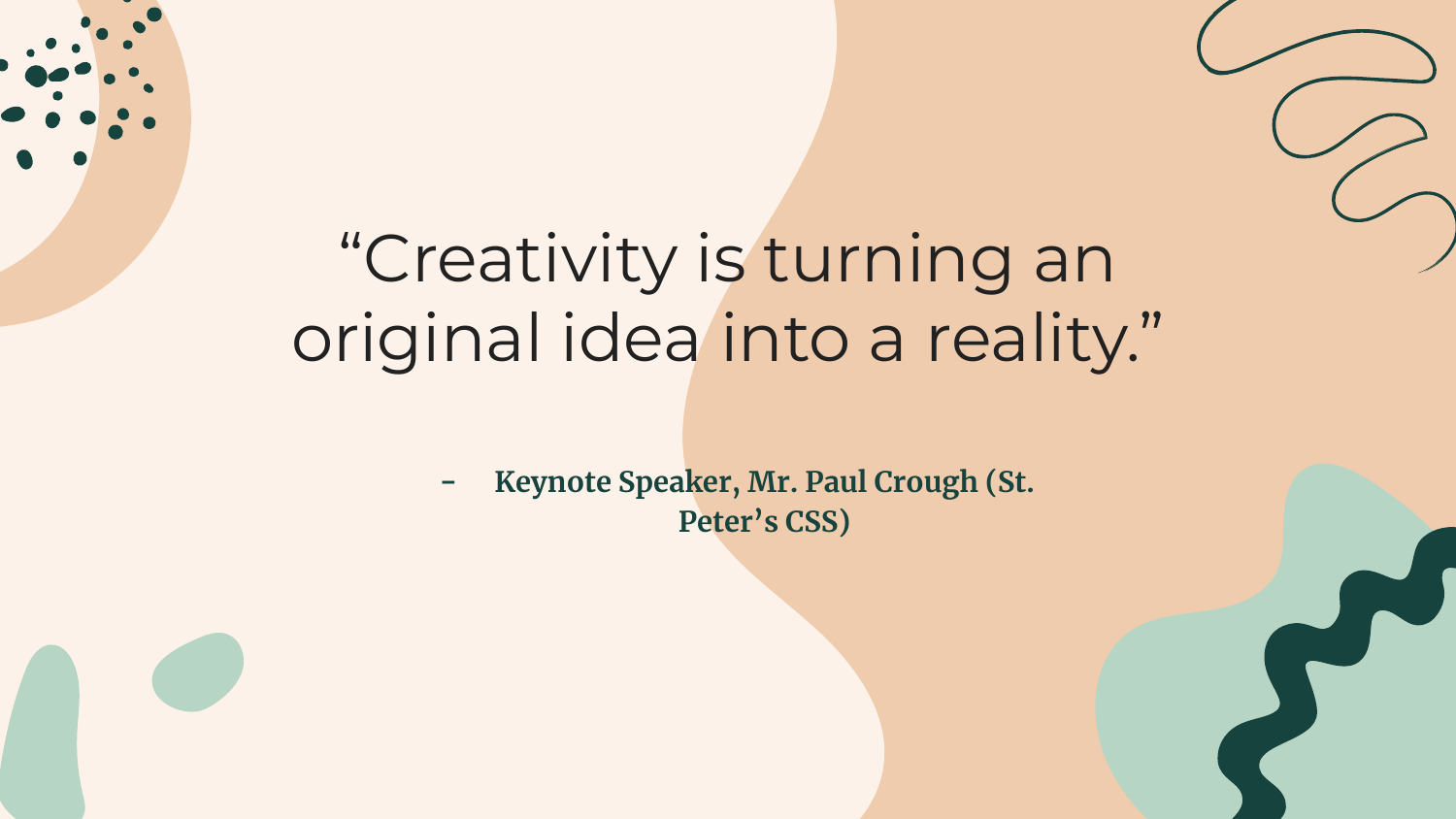“Creativity is turning an original idea into a reality.”

- **Keynote Speaker, Mr. Paul Crough (St. Peter’s CSS)**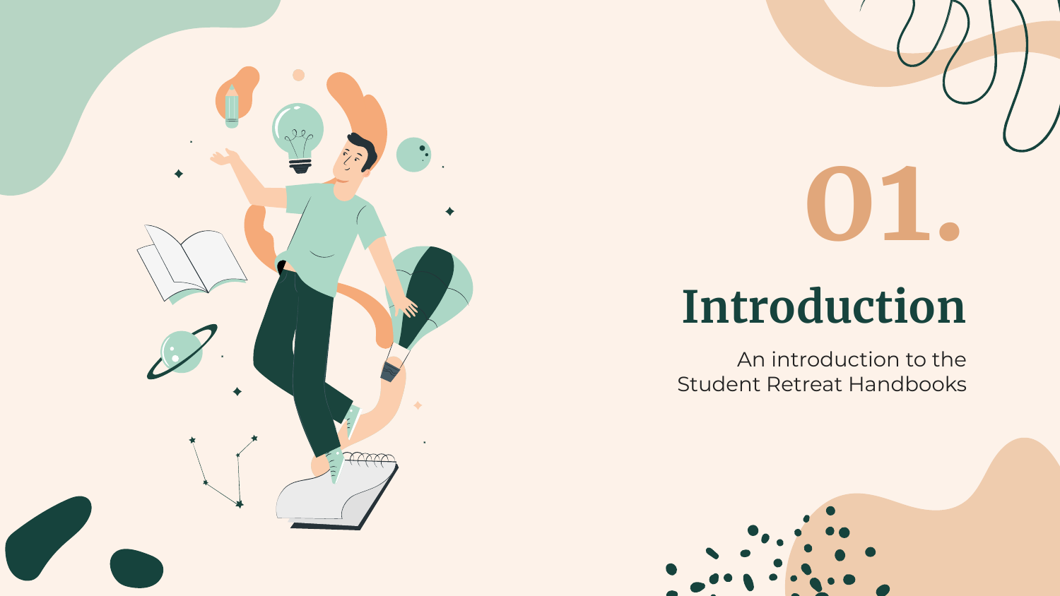# 01.

# Introduction

An introduction to the
Student Retreat Handbooks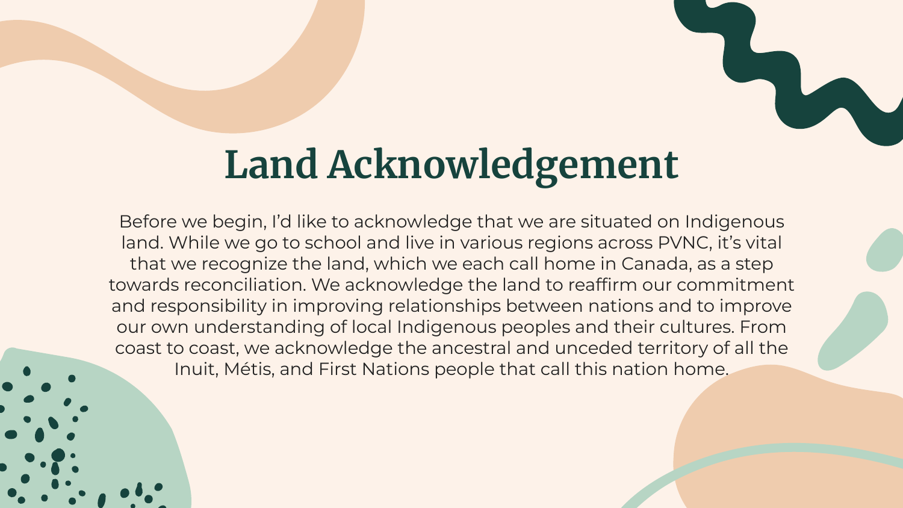# Land Acknowledgement

Before we begin, I'd like to acknowledge that we are situated on Indigenous land. While we go to school and live in various regions across PVNC, it's vital that we recognize the land, which we each call home in Canada, as a step towards reconciliation. We acknowledge the land to reaffirm our commitment and responsibility in improving relationships between nations and to improve our own understanding of local Indigenous peoples and their cultures. From coast to coast, we acknowledge the ancestral and unceded territory of all the Inuit, Métis, and First Nations people that call this nation home.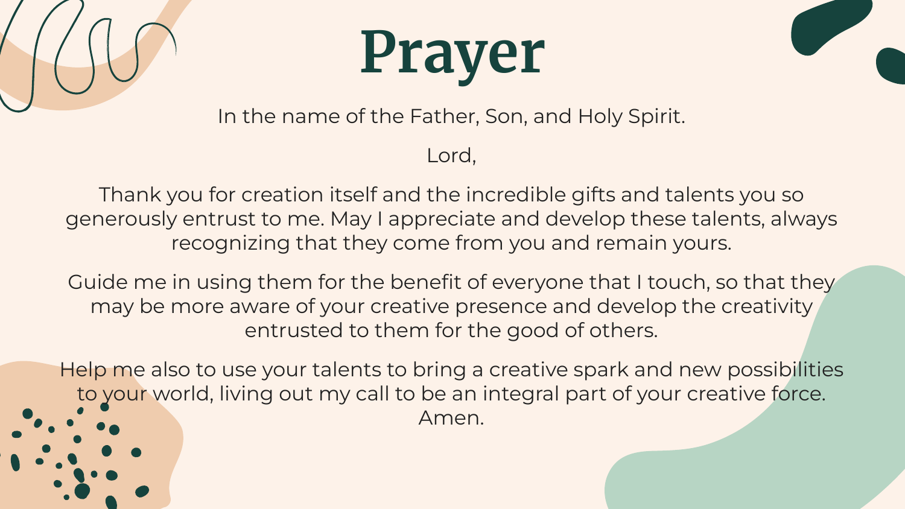# Prayer

In the name of the Father, Son, and Holy Spirit.

Lord,

Thank you for creation itself and the incredible gifts and talents you so generously entrust to me. May I appreciate and develop these talents, always recognizing that they come from you and remain yours.

Guide me in using them for the benefit of everyone that I touch, so that they may be more aware of your creative presence and develop the creativity entrusted to them for the good of others.

Help me also to use your talents to bring a creative spark and new possibilities to your world, living out my call to be an integral part of your creative force. Amen.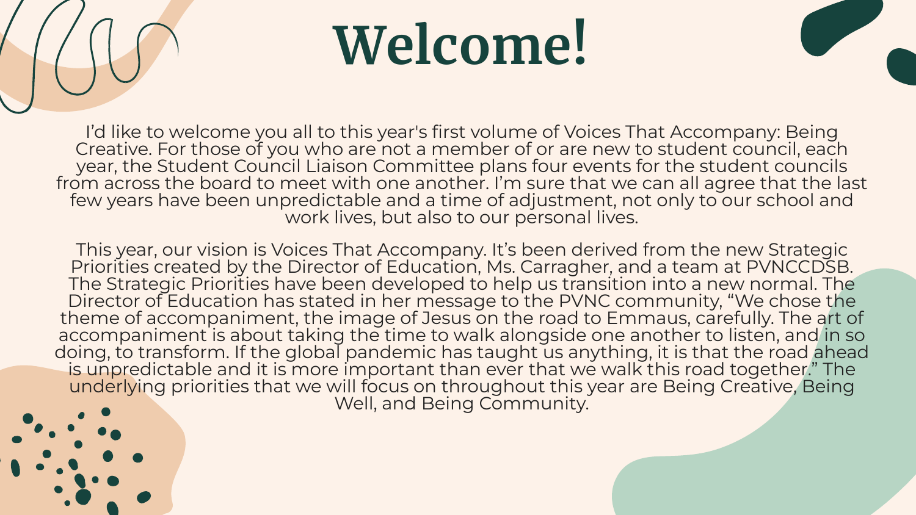# Welcome!

I'd like to welcome you all to this year's first volume of Voices That Accompany: Being Creative. For those of you who are not a member of or are new to student council, each year, the Student Council Liaison Committee plans four events for the student councils from across the board to meet with one another. I'm sure that we can all agree that the last few years have been unpredictable and a time of adjustment, not only to our school and work lives, but also to our personal lives.

This year, our vision is Voices That Accompany. It's been derived from the new Strategic Priorities created by the Director of Education, Ms. Carragher, and a team at PVNCCDSB. The Strategic Priorities have been developed to help us transition into a new normal. The Director of Education has stated in her message to the PVNC community, "We chose the theme of accompaniment, the image of Jesus on the road to Emmaus, carefully. The art of accompaniment is about taking the time to walk alongside one another to listen, and in so doing, to transform. If the global pandemic has taught us anything, it is that the road ahead is unpredictable and it is more important than ever that we walk this road together." The underlying priorities that we will focus on throughout this year are Being Creative, Being Well, and Being Community.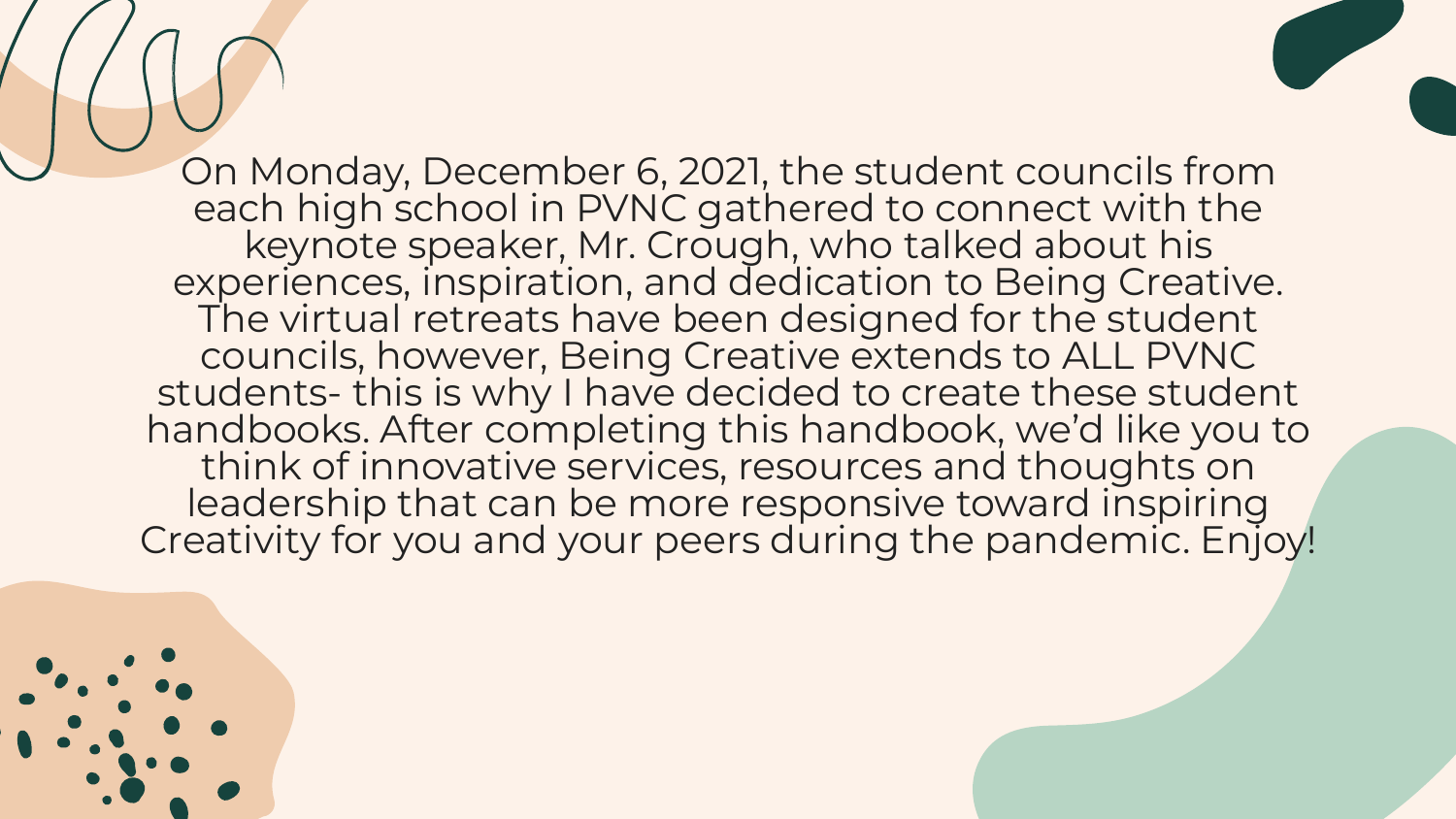On Monday, December 6, 2021, the student councils from each high school in PVNC gathered to connect with the keynote speaker, Mr. Crough, who talked about his experiences, inspiration, and dedication to Being Creative. The virtual retreats have been designed for the student councils, however, Being Creative extends to ALL PVNC students- this is why I have decided to create these student handbooks. After completing this handbook, we'd like you to think of innovative services, resources and thoughts on leadership that can be more responsive toward inspiring Creativity for you and your peers during the pandemic. Enjoy!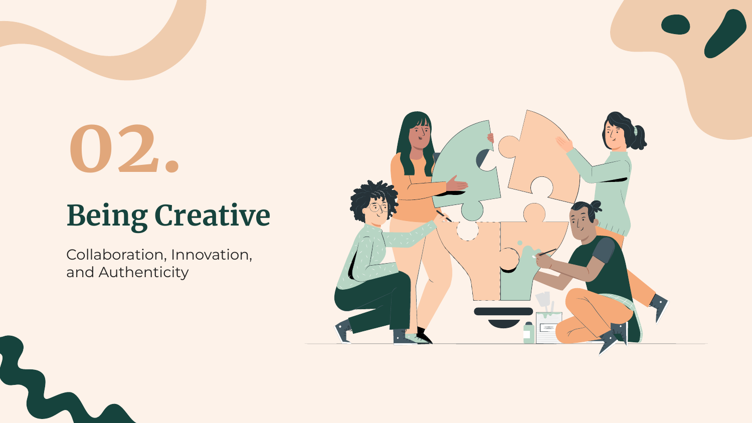# 02.

## Being Creative

Collaboration, Innovation, and Authenticity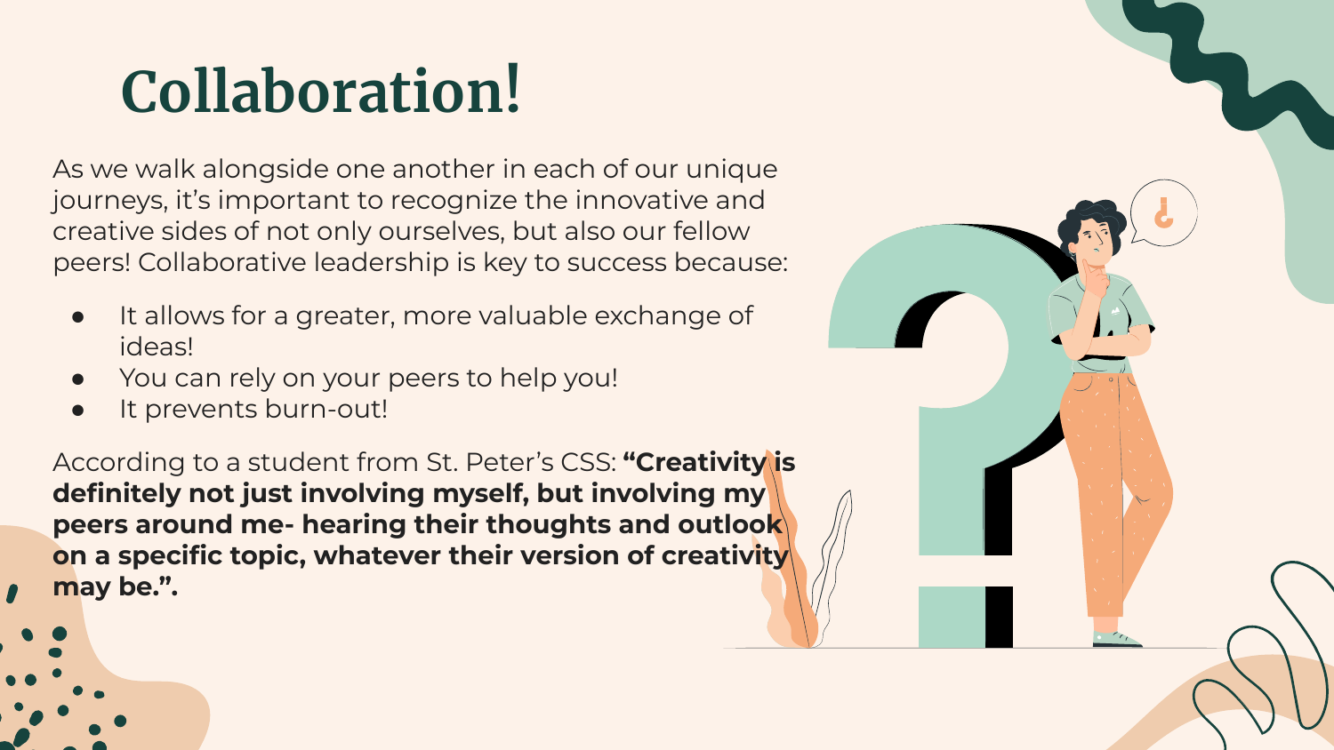# Collaboration!

As we walk alongside one another in each of our unique journeys, it's important to recognize the innovative and creative sides of not only ourselves, but also our fellow peers! Collaborative leadership is key to success because:

- It allows for a greater, more valuable exchange of ideas!
- You can rely on your peers to help you!
- It prevents burn-out!

According to a student from St. Peter's CSS: **"Creativity is definitely not just involving myself, but involving my peers around me- hearing their thoughts and outlook on a specific topic, whatever their version of creativity may be.".**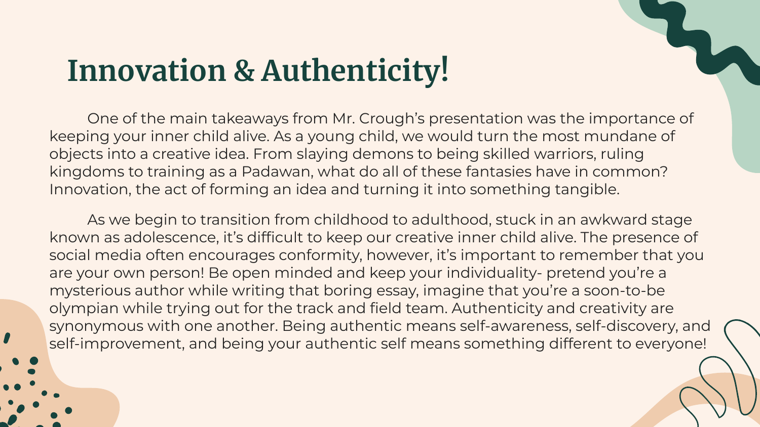# Innovation & Authenticity!

One of the main takeaways from Mr. Crough's presentation was the importance of keeping your inner child alive. As a young child, we would turn the most mundane of objects into a creative idea. From slaying demons to being skilled warriors, ruling kingdoms to training as a Padawan, what do all of these fantasies have in common? Innovation, the act of forming an idea and turning it into something tangible.

As we begin to transition from childhood to adulthood, stuck in an awkward stage known as adolescence, it's difficult to keep our creative inner child alive. The presence of social media often encourages conformity, however, it's important to remember that you are your own person! Be open minded and keep your individuality- pretend you're a mysterious author while writing that boring essay, imagine that you're a soon-to-be olympian while trying out for the track and field team. Authenticity and creativity are synonymous with one another. Being authentic means self-awareness, self-discovery, and self-improvement, and being your authentic self means something different to everyone!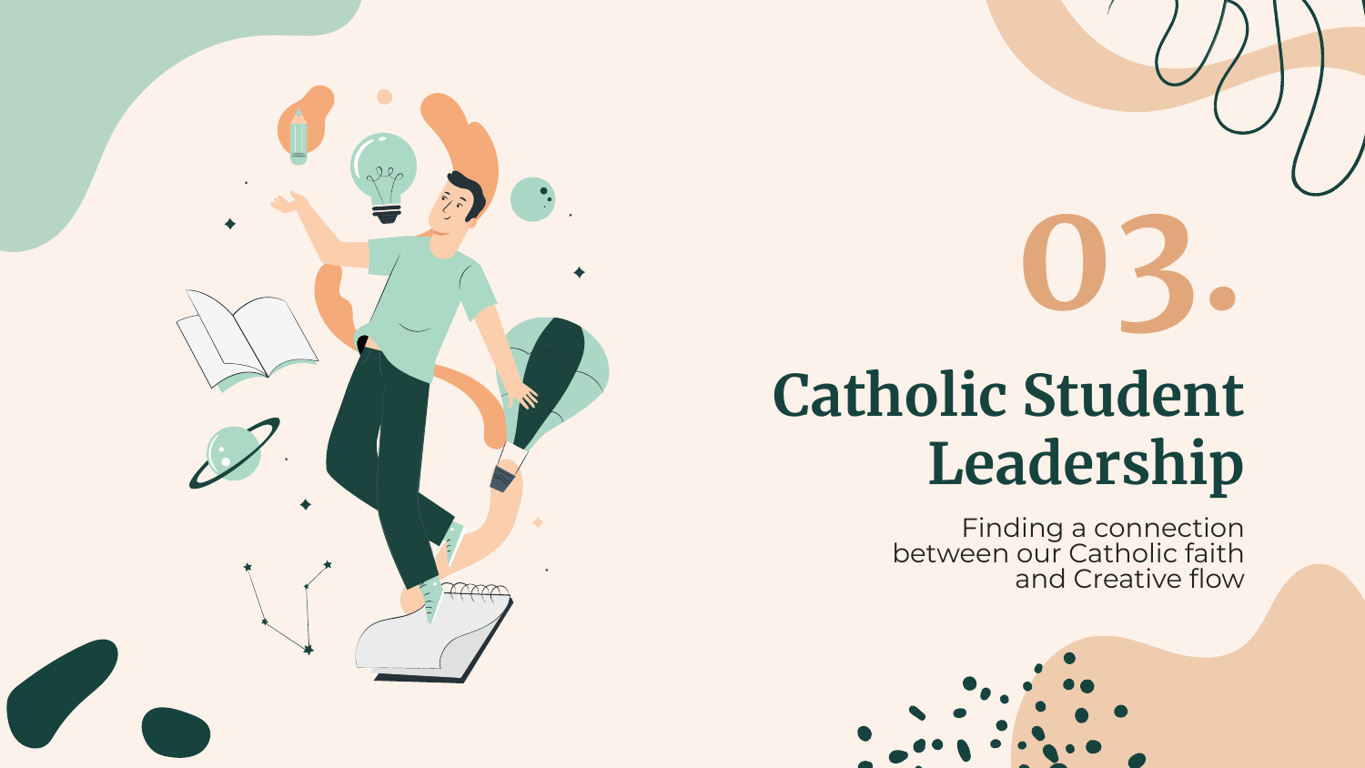# 03.

# Catholic Student Leadership

Finding a connection between our Catholic faith and Creative flow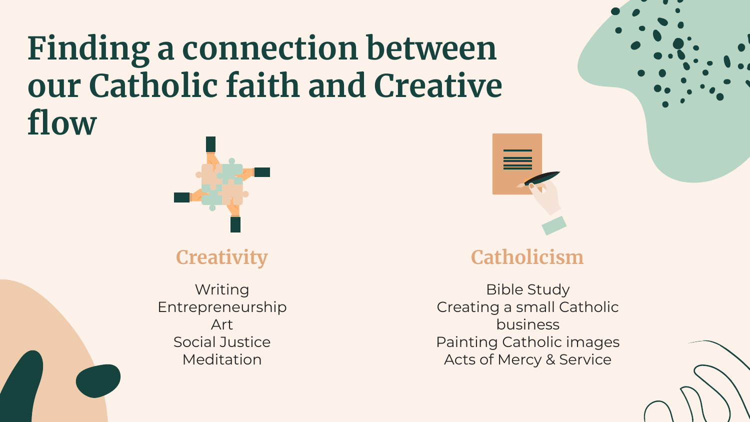# Finding a connection between our Catholic faith and Creative flow

## Creativity

Writing
Entrepreneurship
Art
Social Justice
Meditation

## Catholicism

Bible Study
Creating a small Catholic business
Painting Catholic images
Acts of Mercy & Service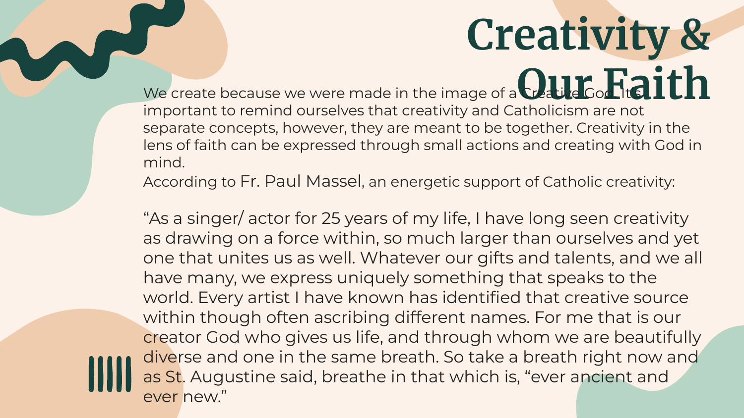# Creativity & Our Faith

We create because we were made in the image of a Creative God. It's important to remind ourselves that creativity and Catholicism are not separate concepts, however, they are meant to be together. Creativity in the lens of faith can be expressed through small actions and creating with God in mind.

According to Fr. Paul Massel, an energetic support of Catholic creativity:

"As a singer/ actor for 25 years of my life, I have long seen creativity as drawing on a force within, so much larger than ourselves and yet one that unites us as well. Whatever our gifts and talents, and we all have many, we express uniquely something that speaks to the world. Every artist I have known has identified that creative source within though often ascribing different names. For me that is our creator God who gives us life, and through whom we are beautifully diverse and one in the same breath. So take a breath right now and as St. Augustine said, breathe in that which is, "ever ancient and ever new."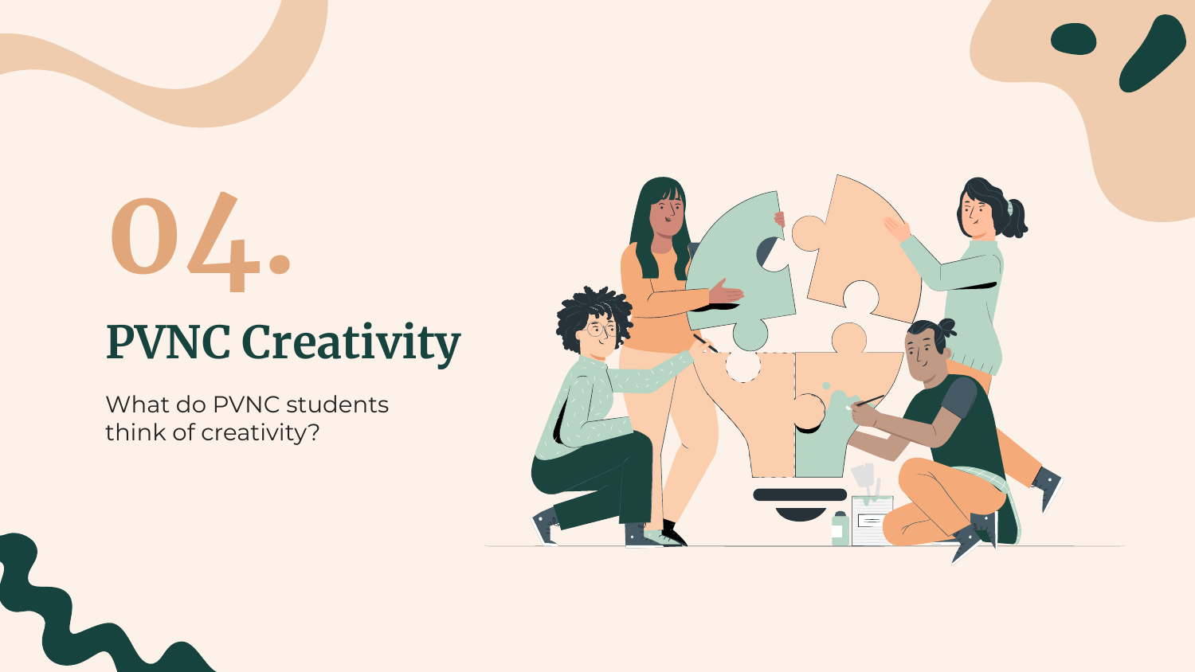# 04.

## PVNC Creativity

What do PVNC students think of creativity?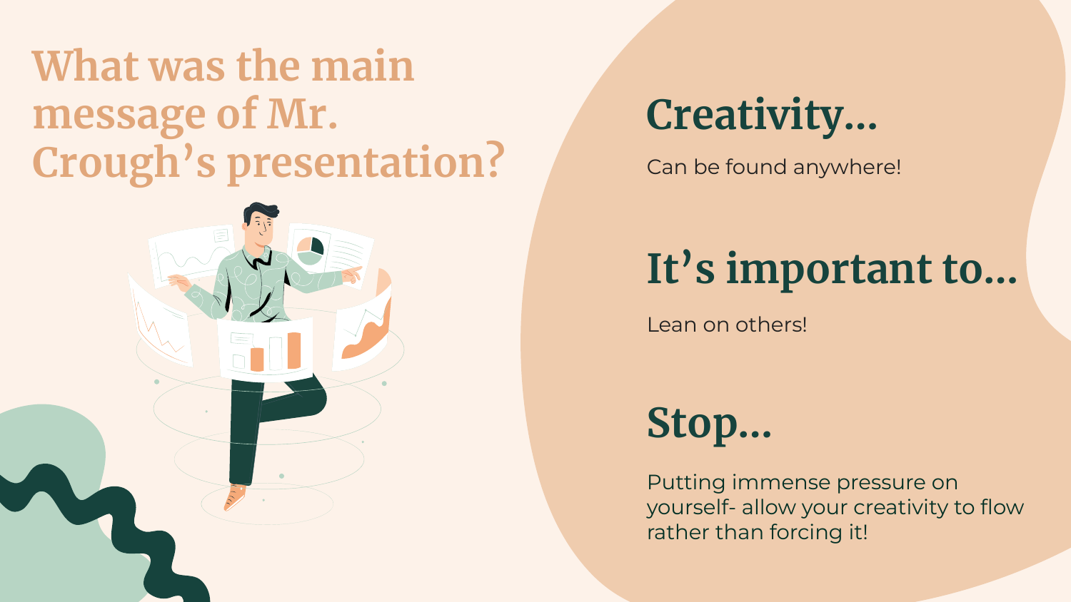# What was the main message of Mr. Crough's presentation?

## Creativity...

Can be found anywhere!

## It's important to...

Lean on others!

## Stop...

Putting immense pressure on yourself- allow your creativity to flow rather than forcing it!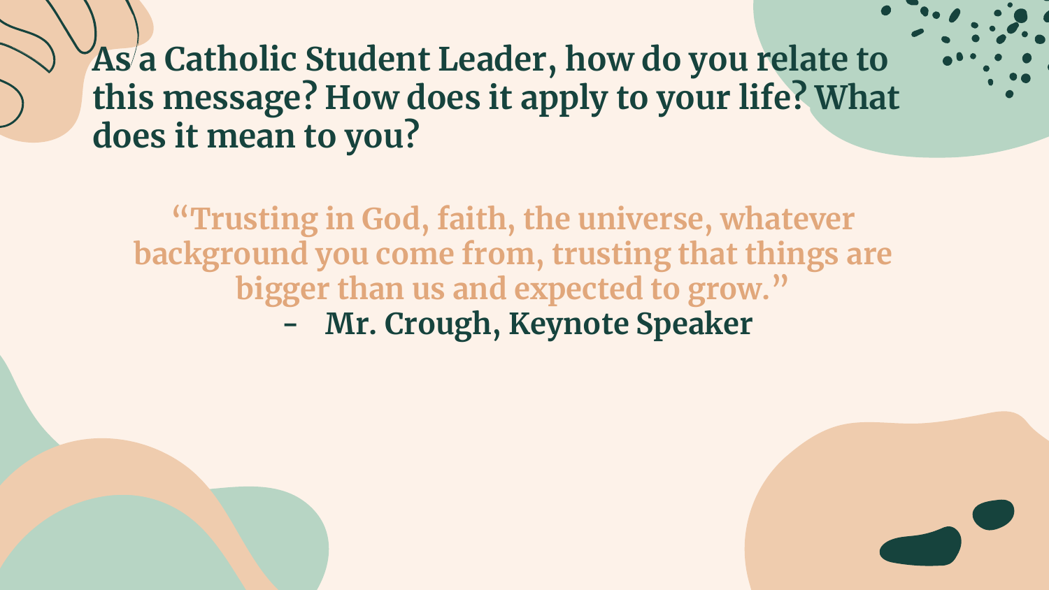## As a Catholic Student Leader, how do you relate to this message? How does it apply to your life? What does it mean to you?

> "Trusting in God, faith, the universe, whatever background you come from, trusting that things are bigger than us and expected to grow."
>
> - **Mr. Crough, Keynote Speaker**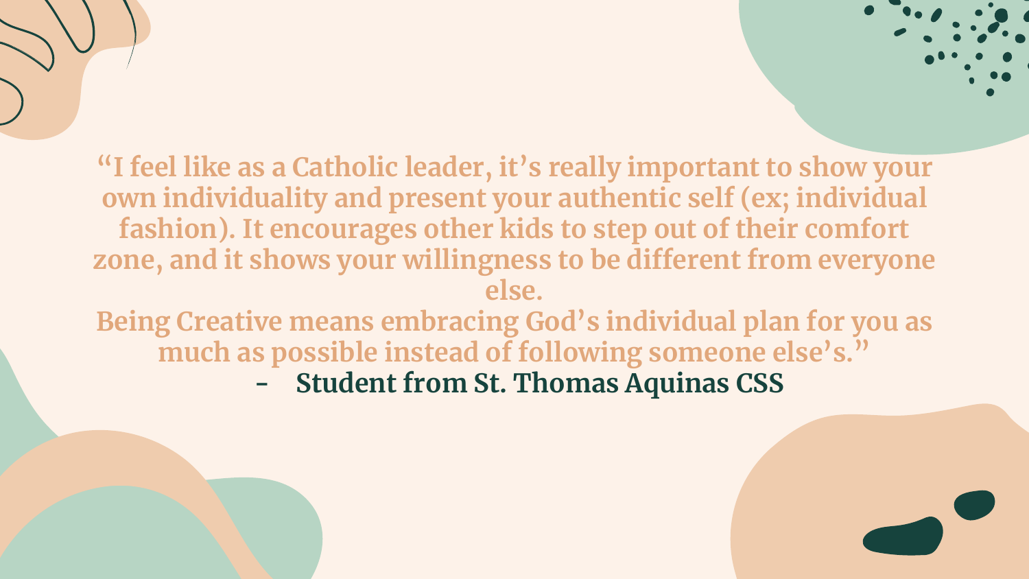**"I feel like as a Catholic leader, it's really important to show your own individuality and present your authentic self (ex; individual fashion). It encourages other kids to step out of their comfort zone, and it shows your willingness to be different from everyone else.**

**Being Creative means embracing God's individual plan for you as much as possible instead of following someone else's."**

- **Student from St. Thomas Aquinas CSS**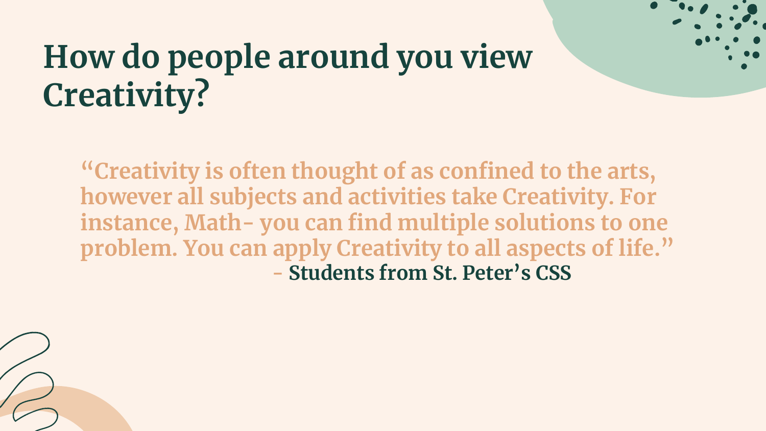# How do people around you view Creativity?

"Creativity is often thought of as confined to the arts, however all subjects and activities take Creativity. For instance, Math- you can find multiple solutions to one problem. You can apply Creativity to all aspects of life."

\- **Students from St. Peter's CSS**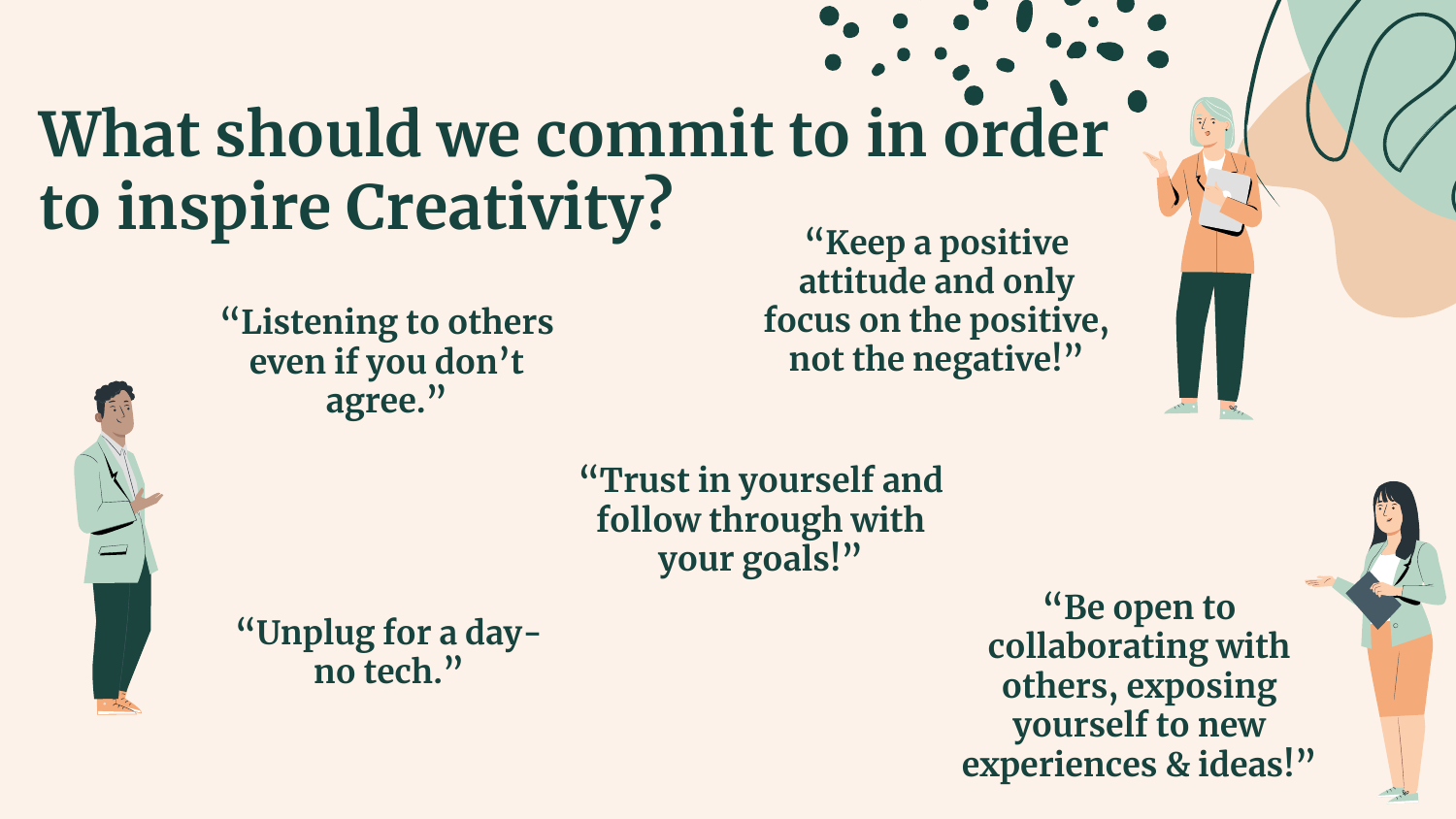# What should we commit to in order to inspire Creativity?

"Listening to others even if you don't agree."

"Keep a positive attitude and only focus on the positive, not the negative!"

"Trust in yourself and follow through with your goals!"

"Unplug for a day- no tech."

"Be open to collaborating with others, exposing yourself to new experiences & ideas!"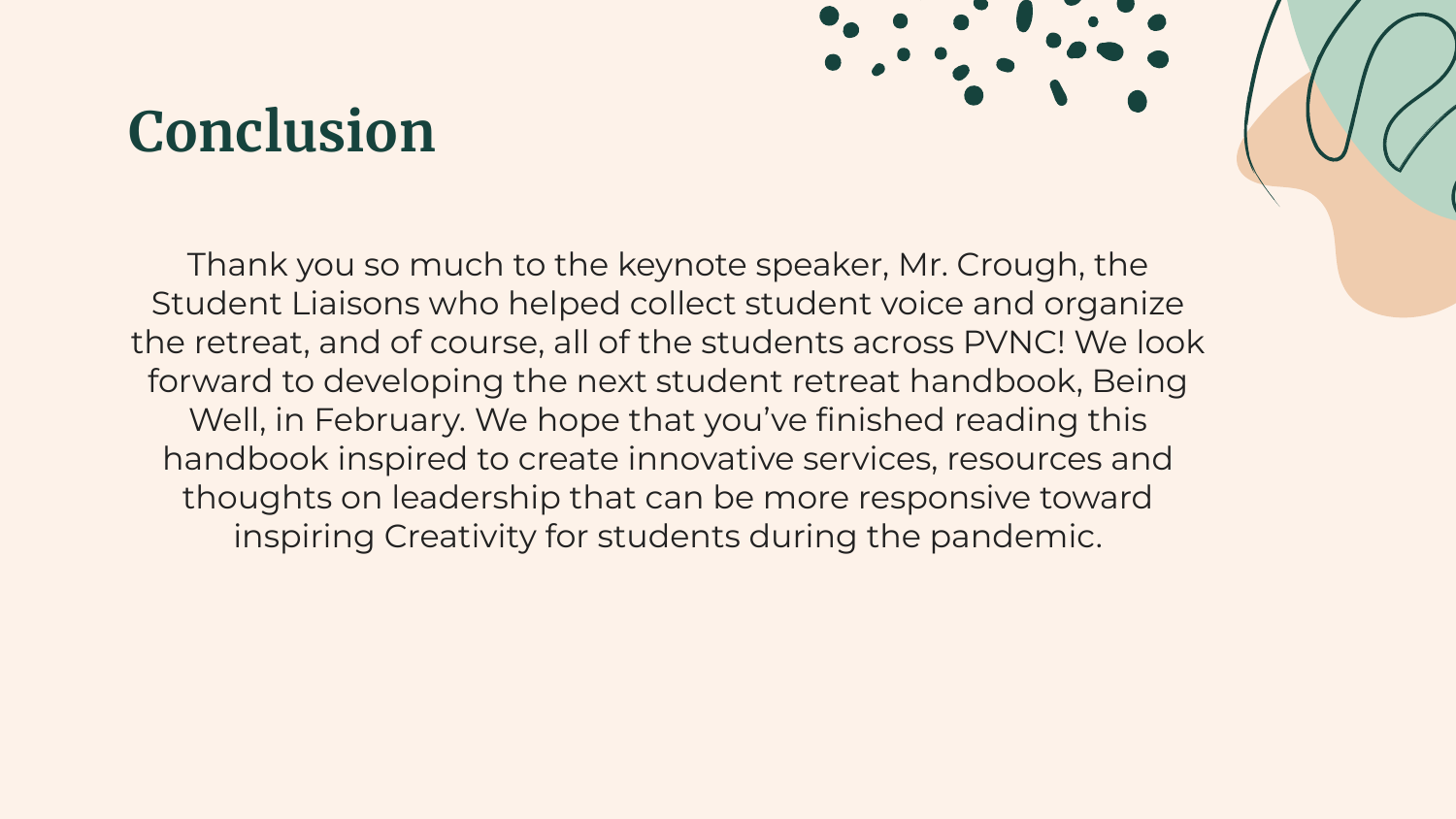# Conclusion

Thank you so much to the keynote speaker, Mr. Crough, the Student Liaisons who helped collect student voice and organize the retreat, and of course, all of the students across PVNC! We look forward to developing the next student retreat handbook, Being Well, in February. We hope that you've finished reading this handbook inspired to create innovative services, resources and thoughts on leadership that can be more responsive toward inspiring Creativity for students during the pandemic.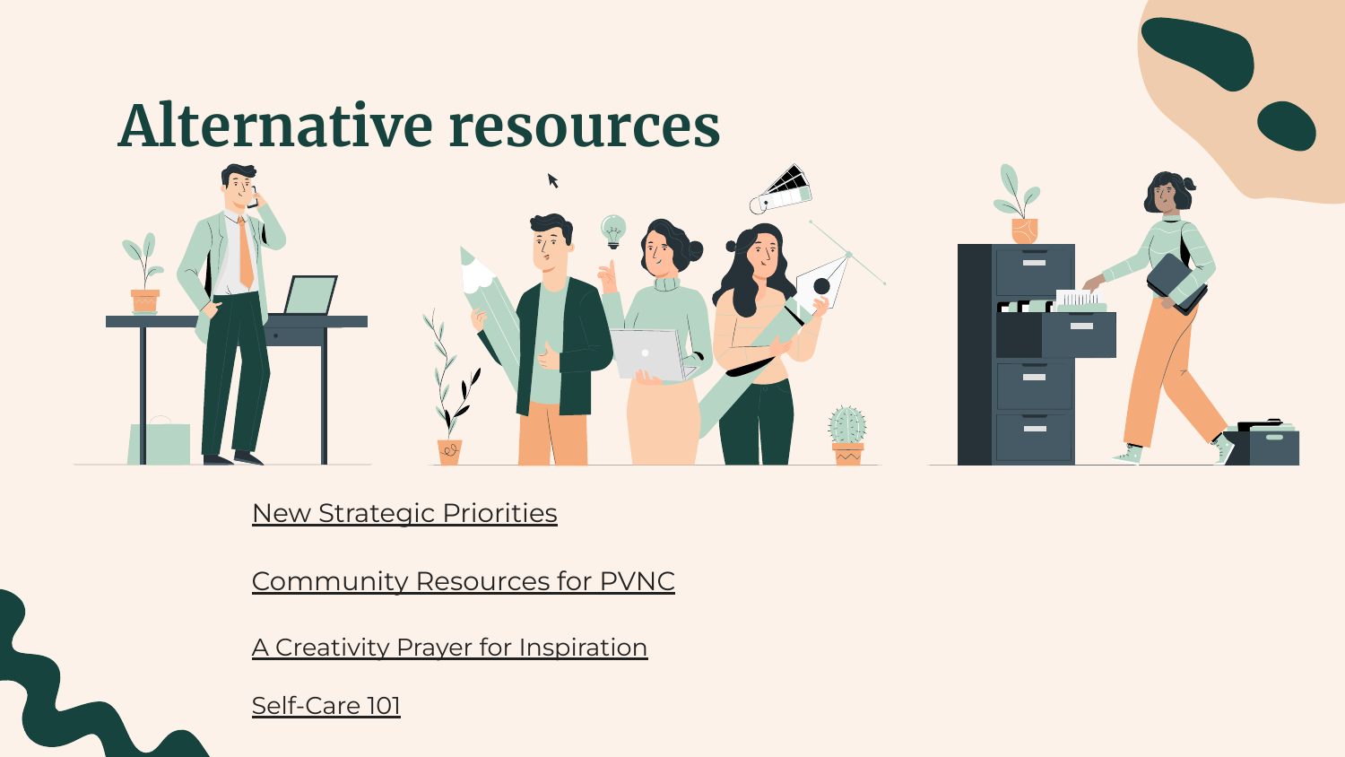# Alternative resources

New Strategic Priorities

Community Resources for PVNC

A Creativity Prayer for Inspiration

Self-Care 101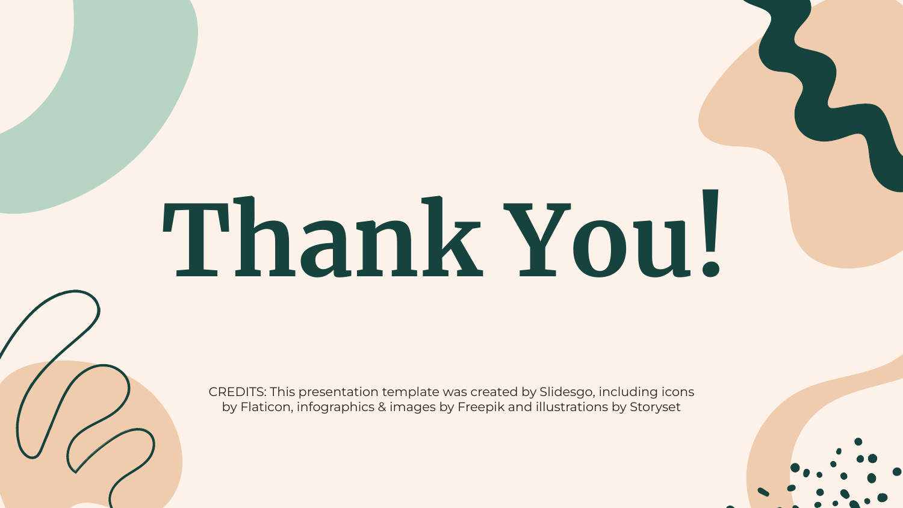# Thank You!

CREDITS: This presentation template was created by Slidesgo, including icons by Flaticon, infographics & images by Freepik and illustrations by Storyset